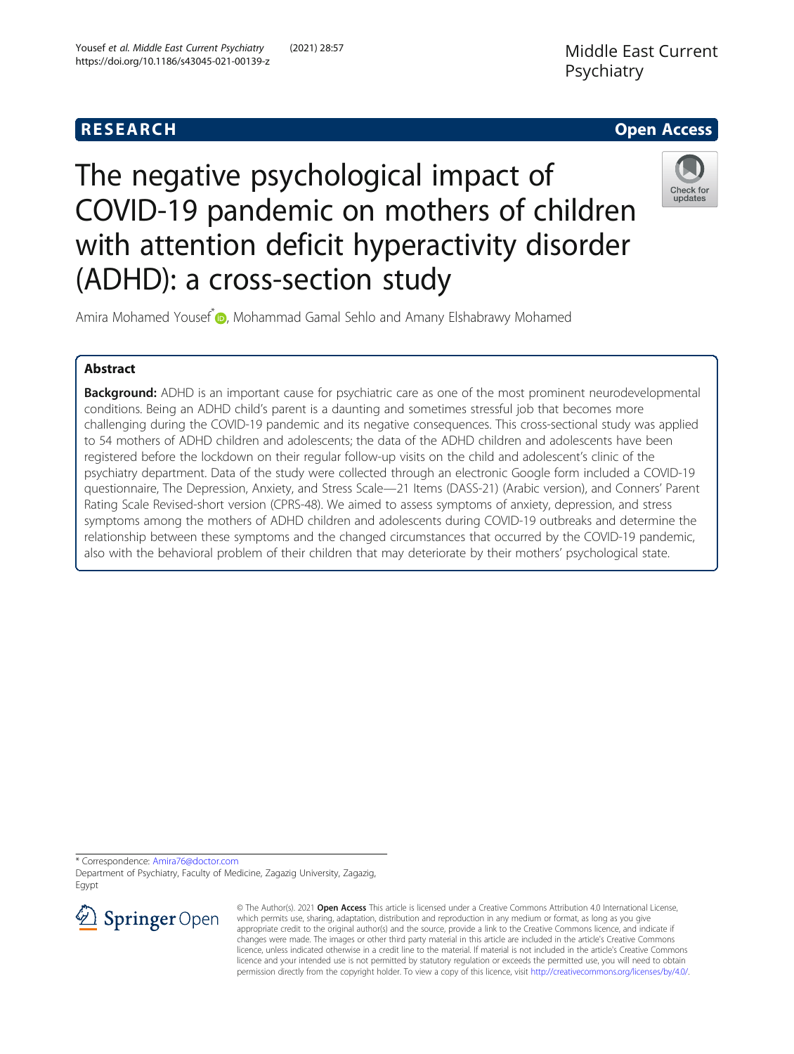RESEARCH Open Access

# The negative psychological impact of COVID-19 pandemic on mothers of children with attention deficit hyperactivity disorder (ADHD): a cross-section study

Amira Mohamed Yousef*, Mohammad Gamal Sehlo and Amany Elshabrawy Mohamed

## Abstract

**Background:** ADHD is an important cause for psychiatric care as one of the most prominent neurodevelopmental conditions. Being an ADHD child's parent is a daunting and sometimes stressful job that becomes more challenging during the COVID-19 pandemic and its negative consequences. This cross-sectional study was applied to 54 mothers of ADHD children and adolescents; the data of the ADHD children and adolescents have been registered before the lockdown on their regular follow-up visits on the child and adolescent's clinic of the psychiatry department. Data of the study were collected through an electronic Google form included a COVID-19 questionnaire, The Depression, Anxiety, and Stress Scale—21 Items (DASS-21) (Arabic version), and Conners' Parent Rating Scale Revised-short version (CPRS-48). We aimed to assess symptoms of anxiety, depression, and stress symptoms among the mothers of ADHD children and adolescents during COVID-19 outbreaks and determine the relationship between these symptoms and the changed circumstances that occurred by the COVID-19 pandemic, also with the behavioral problem of their children that may deteriorate by their mothers' psychological state.

\* Correspondence: Amira76@doctor.com
Department of Psychiatry, Faculty of Medicine, Zagazig University, Zagazig, Egypt

© The Author(s). 2021 **Open Access** This article is licensed under a Creative Commons Attribution 4.0 International License, which permits use, sharing, adaptation, distribution and reproduction in any medium or format, as long as you give appropriate credit to the original author(s) and the source, provide a link to the Creative Commons licence, and indicate if changes were made. The images or other third party material in this article are included in the article's Creative Commons licence, unless indicated otherwise in a credit line to the material. If material is not included in the article's Creative Commons licence and your intended use is not permitted by statutory regulation or exceeds the permitted use, you will need to obtain permission directly from the copyright holder. To view a copy of this licence, visit http://creativecommons.org/licenses/by/4.0/.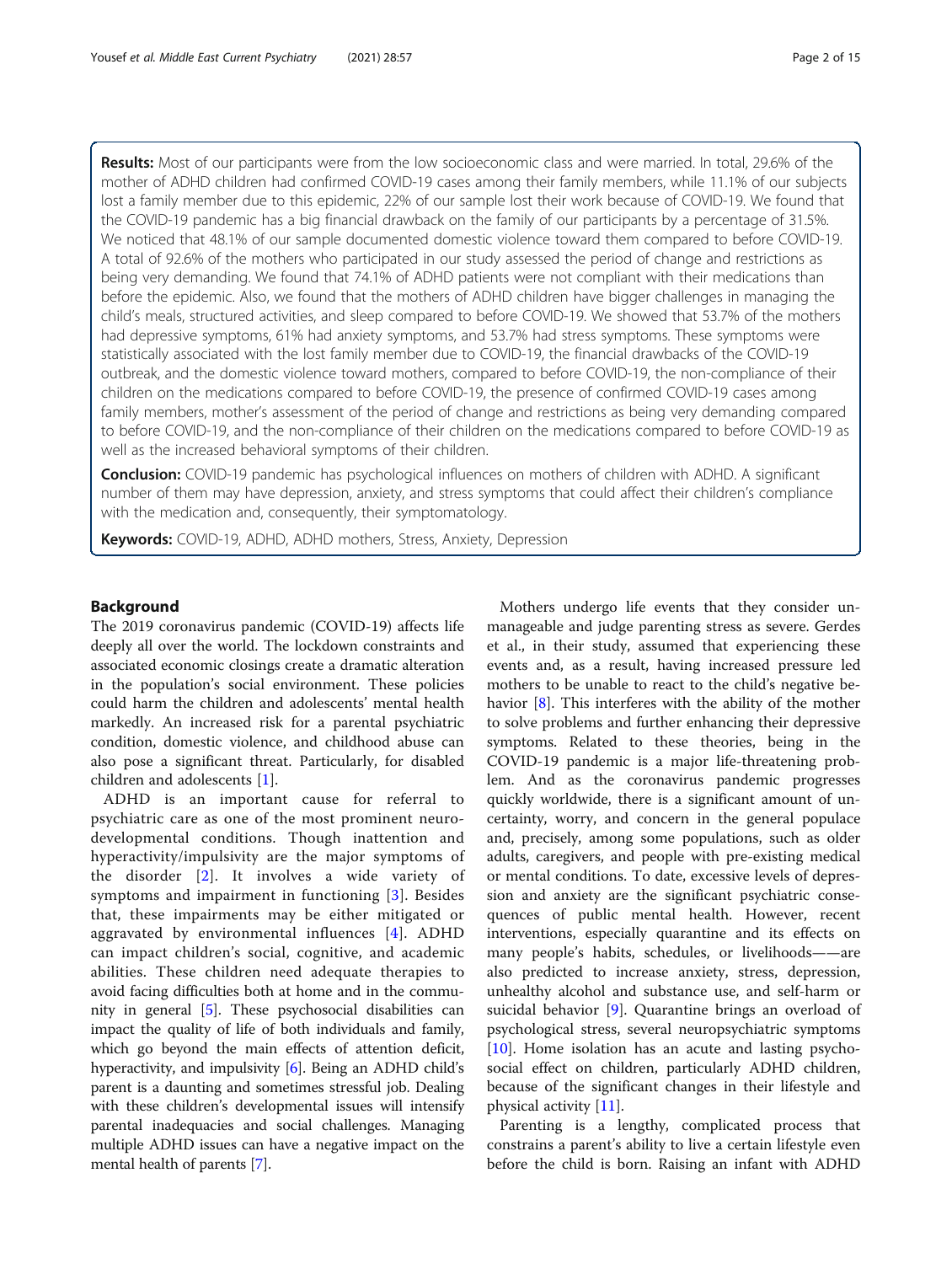**Results:** Most of our participants were from the low socioeconomic class and were married. In total, 29.6% of the mother of ADHD children had confirmed COVID-19 cases among their family members, while 11.1% of our subjects lost a family member due to this epidemic, 22% of our sample lost their work because of COVID-19. We found that the COVID-19 pandemic has a big financial drawback on the family of our participants by a percentage of 31.5%. We noticed that 48.1% of our sample documented domestic violence toward them compared to before COVID-19. A total of 92.6% of the mothers who participated in our study assessed the period of change and restrictions as being very demanding. We found that 74.1% of ADHD patients were not compliant with their medications than before the epidemic. Also, we found that the mothers of ADHD children have bigger challenges in managing the child's meals, structured activities, and sleep compared to before COVID-19. We showed that 53.7% of the mothers had depressive symptoms, 61% had anxiety symptoms, and 53.7% had stress symptoms. These symptoms were statistically associated with the lost family member due to COVID-19, the financial drawbacks of the COVID-19 outbreak, and the domestic violence toward mothers, compared to before COVID-19, the non-compliance of their children on the medications compared to before COVID-19, the presence of confirmed COVID-19 cases among family members, mother's assessment of the period of change and restrictions as being very demanding compared to before COVID-19, and the non-compliance of their children on the medications compared to before COVID-19 as well as the increased behavioral symptoms of their children.

**Conclusion:** COVID-19 pandemic has psychological influences on mothers of children with ADHD. A significant number of them may have depression, anxiety, and stress symptoms that could affect their children's compliance with the medication and, consequently, their symptomatology.

**Keywords:** COVID-19, ADHD, ADHD mothers, Stress, Anxiety, Depression

## Background

The 2019 coronavirus pandemic (COVID-19) affects life deeply all over the world. The lockdown constraints and associated economic closings create a dramatic alteration in the population's social environment. These policies could harm the children and adolescents' mental health markedly. An increased risk for a parental psychiatric condition, domestic violence, and childhood abuse can also pose a significant threat. Particularly, for disabled children and adolescents [1].

ADHD is an important cause for referral to psychiatric care as one of the most prominent neurodevelopmental conditions. Though inattention and hyperactivity/impulsivity are the major symptoms of the disorder [2]. It involves a wide variety of symptoms and impairment in functioning [3]. Besides that, these impairments may be either mitigated or aggravated by environmental influences [4]. ADHD can impact children's social, cognitive, and academic abilities. These children need adequate therapies to avoid facing difficulties both at home and in the community in general [5]. These psychosocial disabilities can impact the quality of life of both individuals and family, which go beyond the main effects of attention deficit, hyperactivity, and impulsivity [6]. Being an ADHD child's parent is a daunting and sometimes stressful job. Dealing with these children's developmental issues will intensify parental inadequacies and social challenges. Managing multiple ADHD issues can have a negative impact on the mental health of parents [7].

Mothers undergo life events that they consider unmanageable and judge parenting stress as severe. Gerdes et al., in their study, assumed that experiencing these events and, as a result, having increased pressure led mothers to be unable to react to the child's negative behavior [8]. This interferes with the ability of the mother to solve problems and further enhancing their depressive symptoms. Related to these theories, being in the COVID-19 pandemic is a major life-threatening problem. And as the coronavirus pandemic progresses quickly worldwide, there is a significant amount of uncertainty, worry, and concern in the general populace and, precisely, among some populations, such as older adults, caregivers, and people with pre-existing medical or mental conditions. To date, excessive levels of depression and anxiety are the significant psychiatric consequences of public mental health. However, recent interventions, especially quarantine and its effects on many people's habits, schedules, or livelihoods——are also predicted to increase anxiety, stress, depression, unhealthy alcohol and substance use, and self-harm or suicidal behavior [9]. Quarantine brings an overload of psychological stress, several neuropsychiatric symptoms [10]. Home isolation has an acute and lasting psychosocial effect on children, particularly ADHD children, because of the significant changes in their lifestyle and physical activity [11].

Parenting is a lengthy, complicated process that constrains a parent's ability to live a certain lifestyle even before the child is born. Raising an infant with ADHD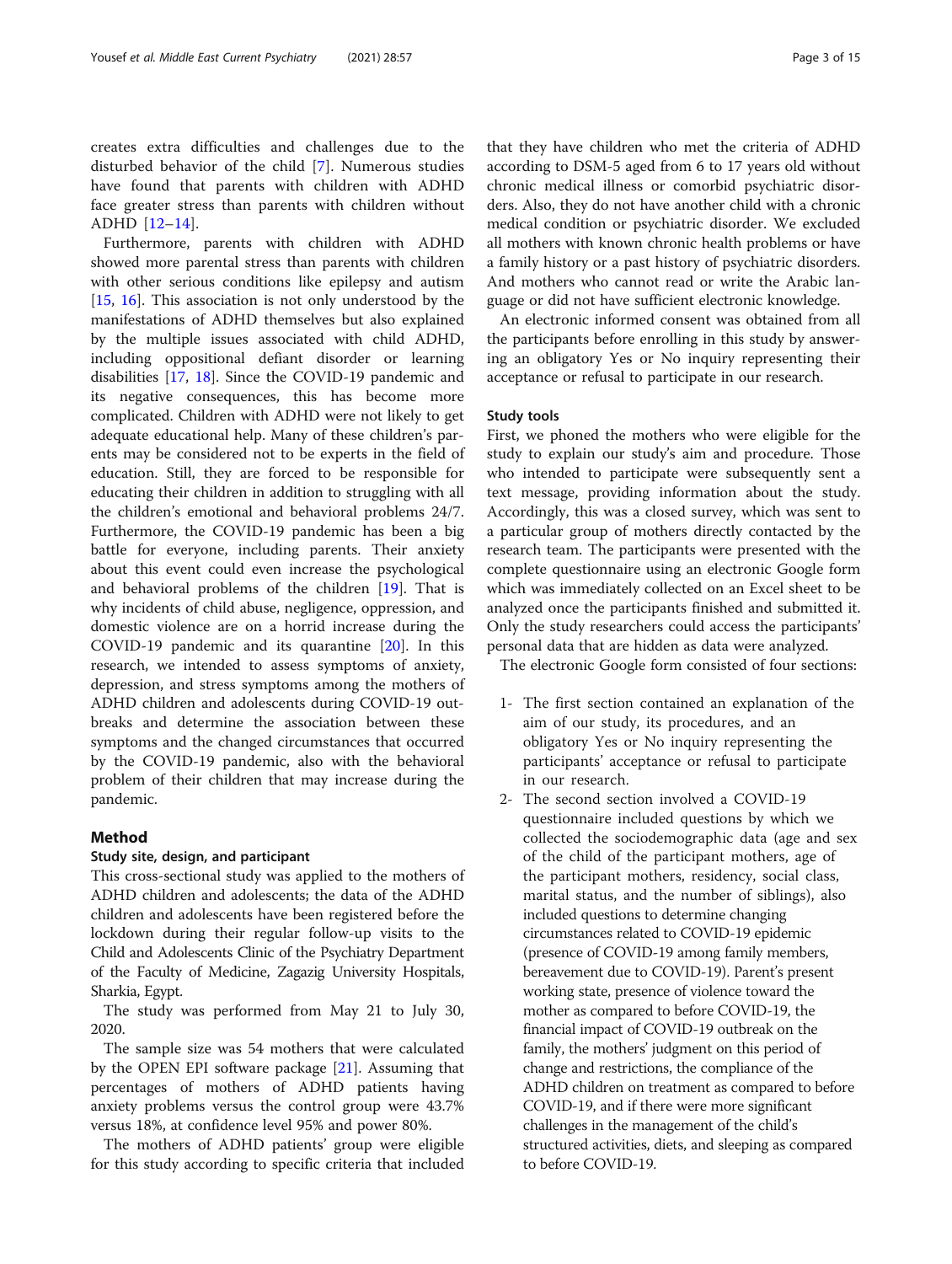creates extra difficulties and challenges due to the disturbed behavior of the child [7]. Numerous studies have found that parents with children with ADHD face greater stress than parents with children without ADHD [12–14].

Furthermore, parents with children with ADHD showed more parental stress than parents with children with other serious conditions like epilepsy and autism [15, 16]. This association is not only understood by the manifestations of ADHD themselves but also explained by the multiple issues associated with child ADHD, including oppositional defiant disorder or learning disabilities [17, 18]. Since the COVID-19 pandemic and its negative consequences, this has become more complicated. Children with ADHD were not likely to get adequate educational help. Many of these children's parents may be considered not to be experts in the field of education. Still, they are forced to be responsible for educating their children in addition to struggling with all the children's emotional and behavioral problems 24/7. Furthermore, the COVID-19 pandemic has been a big battle for everyone, including parents. Their anxiety about this event could even increase the psychological and behavioral problems of the children [19]. That is why incidents of child abuse, negligence, oppression, and domestic violence are on a horrid increase during the COVID-19 pandemic and its quarantine [20]. In this research, we intended to assess symptoms of anxiety, depression, and stress symptoms among the mothers of ADHD children and adolescents during COVID-19 outbreaks and determine the association between these symptoms and the changed circumstances that occurred by the COVID-19 pandemic, also with the behavioral problem of their children that may increase during the pandemic.

## Method

### Study site, design, and participant

This cross-sectional study was applied to the mothers of ADHD children and adolescents; the data of the ADHD children and adolescents have been registered before the lockdown during their regular follow-up visits to the Child and Adolescents Clinic of the Psychiatry Department of the Faculty of Medicine, Zagazig University Hospitals, Sharkia, Egypt.

The study was performed from May 21 to July 30, 2020.

The sample size was 54 mothers that were calculated by the OPEN EPI software package [21]. Assuming that percentages of mothers of ADHD patients having anxiety problems versus the control group were 43.7% versus 18%, at confidence level 95% and power 80%.

The mothers of ADHD patients' group were eligible for this study according to specific criteria that included that they have children who met the criteria of ADHD according to DSM-5 aged from 6 to 17 years old without chronic medical illness or comorbid psychiatric disorders. Also, they do not have another child with a chronic medical condition or psychiatric disorder. We excluded all mothers with known chronic health problems or have a family history or a past history of psychiatric disorders. And mothers who cannot read or write the Arabic language or did not have sufficient electronic knowledge.

An electronic informed consent was obtained from all the participants before enrolling in this study by answering an obligatory Yes or No inquiry representing their acceptance or refusal to participate in our research.

### Study tools

First, we phoned the mothers who were eligible for the study to explain our study's aim and procedure. Those who intended to participate were subsequently sent a text message, providing information about the study. Accordingly, this was a closed survey, which was sent to a particular group of mothers directly contacted by the research team. The participants were presented with the complete questionnaire using an electronic Google form which was immediately collected on an Excel sheet to be analyzed once the participants finished and submitted it. Only the study researchers could access the participants' personal data that are hidden as data were analyzed.

The electronic Google form consisted of four sections:

1- The first section contained an explanation of the aim of our study, its procedures, and an obligatory Yes or No inquiry representing the participants' acceptance or refusal to participate in our research.

2- The second section involved a COVID-19 questionnaire included questions by which we collected the sociodemographic data (age and sex of the child of the participant mothers, age of the participant mothers, residency, social class, marital status, and the number of siblings), also included questions to determine changing circumstances related to COVID-19 epidemic (presence of COVID-19 among family members, bereavement due to COVID-19). Parent's present working state, presence of violence toward the mother as compared to before COVID-19, the financial impact of COVID-19 outbreak on the family, the mothers' judgment on this period of change and restrictions, the compliance of the ADHD children on treatment as compared to before COVID-19, and if there were more significant challenges in the management of the child's structured activities, diets, and sleeping as compared to before COVID-19.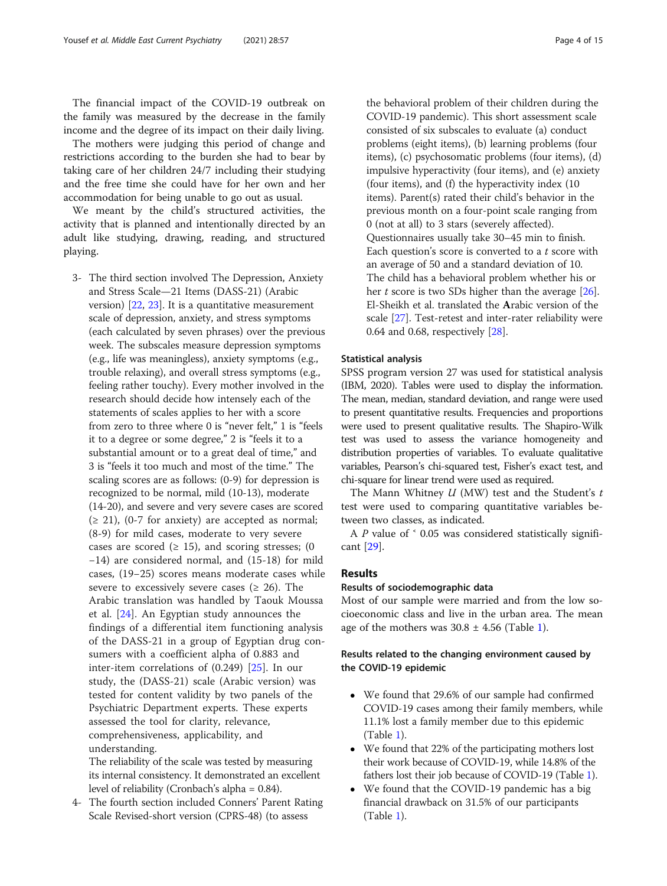The financial impact of the COVID-19 outbreak on the family was measured by the decrease in the family income and the degree of its impact on their daily living.

The mothers were judging this period of change and restrictions according to the burden she had to bear by taking care of her children 24/7 including their studying and the free time she could have for her own and her accommodation for being unable to go out as usual.

We meant by the child's structured activities, the activity that is planned and intentionally directed by an adult like studying, drawing, reading, and structured playing.

3- The third section involved The Depression, Anxiety and Stress Scale—21 Items (DASS-21) (Arabic version) [22, 23]. It is a quantitative measurement scale of depression, anxiety, and stress symptoms (each calculated by seven phrases) over the previous week. The subscales measure depression symptoms (e.g., life was meaningless), anxiety symptoms (e.g., trouble relaxing), and overall stress symptoms (e.g., feeling rather touchy). Every mother involved in the research should decide how intensely each of the statements of scales applies to her with a score from zero to three where 0 is "never felt," 1 is "feels it to a degree or some degree," 2 is "feels it to a substantial amount or to a great deal of time," and 3 is "feels it too much and most of the time." The scaling scores are as follows: (0-9) for depression is recognized to be normal, mild (10-13), moderate (14-20), and severe and very severe cases are scored (≥ 21), (0-7 for anxiety) are accepted as normal; (8-9) for mild cases, moderate to very severe cases are scored (≥ 15), and scoring stresses; (0 −14) are considered normal, and (15-18) for mild cases, (19–25) scores means moderate cases while severe to excessively severe cases (≥ 26). The Arabic translation was handled by Taouk Moussa et al. [24]. An Egyptian study announces the findings of a differential item functioning analysis of the DASS-21 in a group of Egyptian drug consumers with a coefficient alpha of 0.883 and inter-item correlations of (0.249) [25]. In our study, the (DASS-21) scale (Arabic version) was tested for content validity by two panels of the Psychiatric Department experts. These experts assessed the tool for clarity, relevance, comprehensiveness, applicability, and understanding.
The reliability of the scale was tested by measuring its internal consistency. It demonstrated an excellent level of reliability (Cronbach's alpha = 0.84).

4- The fourth section included Conners' Parent Rating Scale Revised-short version (CPRS-48) (to assess the behavioral problem of their children during the COVID-19 pandemic). This short assessment scale consisted of six subscales to evaluate (a) conduct problems (eight items), (b) learning problems (four items), (c) psychosomatic problems (four items), (d) impulsive hyperactivity (four items), and (e) anxiety (four items), and (f) the hyperactivity index (10 items). Parent(s) rated their child's behavior in the previous month on a four-point scale ranging from 0 (not at all) to 3 stars (severely affected). Questionnaires usually take 30–45 min to finish. Each question's score is converted to a $t$ score with an average of 50 and a standard deviation of 10. The child has a behavioral problem whether his or her $t$ score is two SDs higher than the average [26]. El-Sheikh et al. translated the **A**rabic version of the scale [27]. Test-retest and inter-rater reliability were 0.64 and 0.68, respectively [28].

### Statistical analysis

SPSS program version 27 was used for statistical analysis (IBM, 2020). Tables were used to display the information. The mean, median, standard deviation, and range were used to present quantitative results. Frequencies and proportions were used to present qualitative results. The Shapiro-Wilk test was used to assess the variance homogeneity and distribution properties of variables. To evaluate qualitative variables, Pearson's chi-squared test, Fisher's exact test, and chi-square for linear trend were used as required.

The Mann Whitney $U$ (MW) test and the Student's $t$ test were used to comparing quantitative variables between two classes, as indicated.

A $P$ value of ˂ 0.05 was considered statistically significant [29].

## Results

### Results of sociodemographic data

Most of our sample were married and from the low socioeconomic class and live in the urban area. The mean age of the mothers was 30.8 ± 4.56 (Table 1).

### Results related to the changing environment caused by the COVID-19 epidemic

- We found that 29.6% of our sample had confirmed COVID-19 cases among their family members, while 11.1% lost a family member due to this epidemic (Table 1).
- We found that 22% of the participating mothers lost their work because of COVID-19, while 14.8% of the fathers lost their job because of COVID-19 (Table 1).
- We found that the COVID-19 pandemic has a big financial drawback on 31.5% of our participants (Table 1).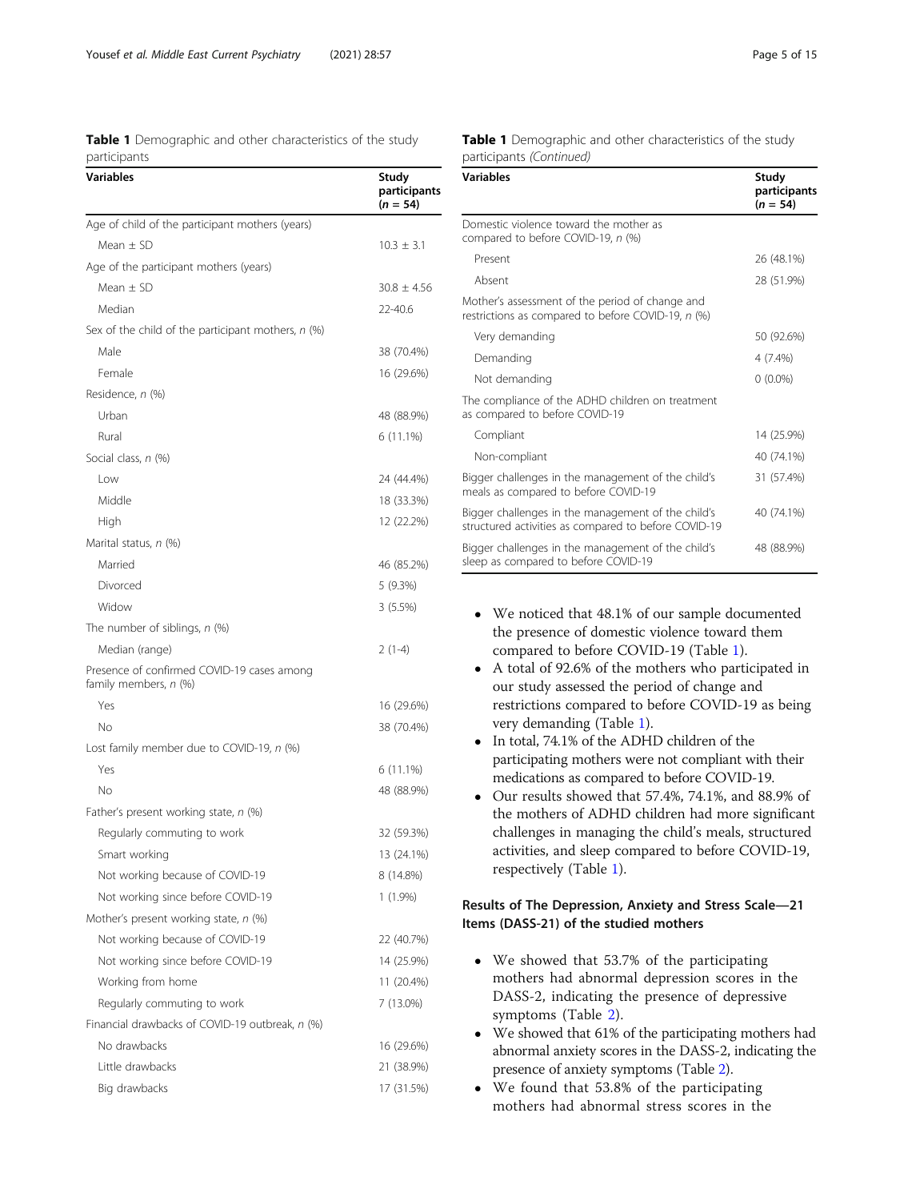**Table 1** Demographic and other characteristics of the study participants

| Variables | Study participants (*n* = 54) |
| --- | --- |
| Age of child of the participant mothers (years) | |
| Mean ± SD | 10.3 ± 3.1 |
| Age of the participant mothers (years) | |
| Mean ± SD | 30.8 ± 4.56 |
| Median | 22-40.6 |
| Sex of the child of the participant mothers, *n* (%) | |
| Male | 38 (70.4%) |
| Female | 16 (29.6%) |
| Residence, *n* (%) | |
| Urban | 48 (88.9%) |
| Rural | 6 (11.1%) |
| Social class, *n* (%) | |
| Low | 24 (44.4%) |
| Middle | 18 (33.3%) |
| High | 12 (22.2%) |
| Marital status, *n* (%) | |
| Married | 46 (85.2%) |
| Divorced | 5 (9.3%) |
| Widow | 3 (5.5%) |
| The number of siblings, *n* (%) | |
| Median (range) | 2 (1-4) |
| Presence of confirmed COVID-19 cases among family members, *n* (%) | |
| Yes | 16 (29.6%) |
| No | 38 (70.4%) |
| Lost family member due to COVID-19, *n* (%) | |
| Yes | 6 (11.1%) |
| No | 48 (88.9%) |
| Father's present working state, *n* (%) | |
| Regularly commuting to work | 32 (59.3%) |
| Smart working | 13 (24.1%) |
| Not working because of COVID-19 | 8 (14.8%) |
| Not working since before COVID-19 | 1 (1.9%) |
| Mother's present working state, *n* (%) | |
| Not working because of COVID-19 | 22 (40.7%) |
| Not working since before COVID-19 | 14 (25.9%) |
| Working from home | 11 (20.4%) |
| Regularly commuting to work | 7 (13.0%) |
| Financial drawbacks of COVID-19 outbreak, *n* (%) | |
| No drawbacks | 16 (29.6%) |
| Little drawbacks | 21 (38.9%) |
| Big drawbacks | 17 (31.5%) |
| Domestic violence toward the mother as compared to before COVID-19, *n* (%) | |
| Present | 26 (48.1%) |
| Absent | 28 (51.9%) |
| Mother's assessment of the period of change and restrictions as compared to before COVID-19, *n* (%) | |
| Very demanding | 50 (92.6%) |
| Demanding | 4 (7.4%) |
| Not demanding | 0 (0.0%) |
| The compliance of the ADHD children on treatment as compared to before COVID-19 | |
| Compliant | 14 (25.9%) |
| Non-compliant | 40 (74.1%) |
| Bigger challenges in the management of the child's meals as compared to before COVID-19 | 31 (57.4%) |
| Bigger challenges in the management of the child's structured activities as compared to before COVID-19 | 40 (74.1%) |
| Bigger challenges in the management of the child's sleep as compared to before COVID-19 | 48 (88.9%) |

- We noticed that 48.1% of our sample documented the presence of domestic violence toward them compared to before COVID-19 (Table 1).
- A total of 92.6% of the mothers who participated in our study assessed the period of change and restrictions compared to before COVID-19 as being very demanding (Table 1).
- In total, 74.1% of the ADHD children of the participating mothers were not compliant with their medications as compared to before COVID-19.
- Our results showed that 57.4%, 74.1%, and 88.9% of the mothers of ADHD children had more significant challenges in managing the child's meals, structured activities, and sleep compared to before COVID-19, respectively (Table 1).

### Results of The Depression, Anxiety and Stress Scale—21 Items (DASS-21) of the studied mothers

- We showed that 53.7% of the participating mothers had abnormal depression scores in the DASS-2, indicating the presence of depressive symptoms (Table 2).
- We showed that 61% of the participating mothers had abnormal anxiety scores in the DASS-2, indicating the presence of anxiety symptoms (Table 2).
- We found that 53.8% of the participating mothers had abnormal stress scores in the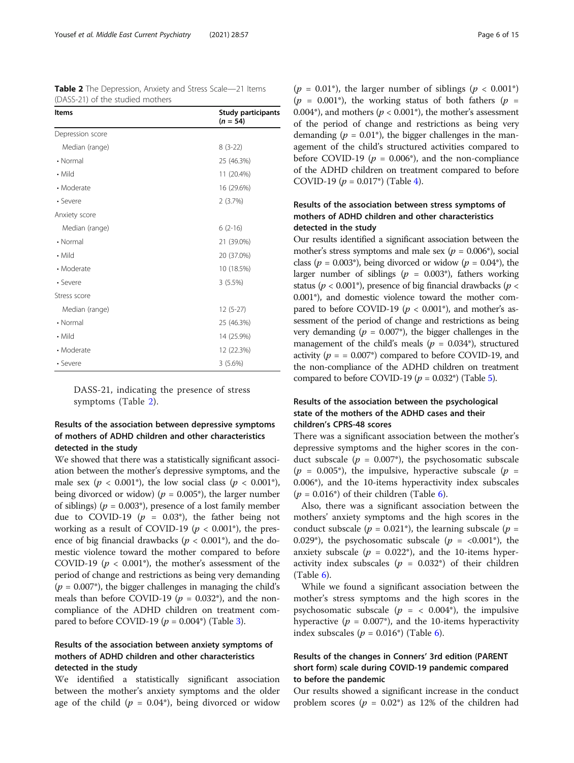**Table 2** The Depression, Anxiety and Stress Scale—21 Items (DASS-21) of the studied mothers

| Items | Study participants ($n$ = 54) |
|---|---|
| Depression score | |
| Median (range) | 8 (3-22) |
| • Normal | 25 (46.3%) |
| • Mild | 11 (20.4%) |
| • Moderate | 16 (29.6%) |
| • Severe | 2 (3.7%) |
| Anxiety score | |
| Median (range) | 6 (2-16) |
| • Normal | 21 (39.0%) |
| • Mild | 20 (37.0%) |
| • Moderate | 10 (18.5%) |
| • Severe | 3 (5.5%) |
| Stress score | |
| Median (range) | 12 (5-27) |
| • Normal | 25 (46.3%) |
| • Mild | 14 (25.9%) |
| • Moderate | 12 (22.3%) |
| • Severe | 3 (5.6%) |

DASS-21, indicating the presence of stress symptoms (Table 2).

## Results of the association between depressive symptoms of mothers of ADHD children and other characteristics detected in the study

We showed that there was a statistically significant association between the mother's depressive symptoms, and the male sex ($p$ < 0.001*), the low social class ($p$ < 0.001*), being divorced or widow) ($p$ = 0.005*), the larger number of siblings) ($p$ = 0.003*), presence of a lost family member due to COVID-19 ($p$ = 0.03*), the father being not working as a result of COVID-19 ($p$ < 0.001*), the presence of big financial drawbacks ($p$ < 0.001*), and the domestic violence toward the mother compared to before COVID-19 ($p$ < 0.001*), the mother's assessment of the period of change and restrictions as being very demanding ($p$ = 0.007*), the bigger challenges in managing the child's meals than before COVID-19 ($p$ = 0.032*), and the non-compliance of the ADHD children on treatment compared to before COVID-19 ($p$ = 0.004*) (Table 3).

## Results of the association between anxiety symptoms of mothers of ADHD children and other characteristics detected in the study

We identified a statistically significant association between the mother's anxiety symptoms and the older age of the child ($p$ = 0.04*), being divorced or widow ($p$ = 0.01*), the larger number of siblings ($p$ < 0.001*) ($p$ = 0.001*), the working status of both fathers ($p$ = 0.004*), and mothers ($p$ < 0.001*), the mother's assessment of the period of change and restrictions as being very demanding ($p$ = 0.01*), the bigger challenges in the management of the child's structured activities compared to before COVID-19 ($p$ = 0.006*), and the non-compliance of the ADHD children on treatment compared to before COVID-19 ($p$ = 0.017*) (Table 4).

## Results of the association between stress symptoms of mothers of ADHD children and other characteristics detected in the study

Our results identified a significant association between the mother's stress symptoms and male sex ($p$ = 0.006*), social class ($p$ = 0.003*), being divorced or widow ($p$ = 0.04*), the larger number of siblings ($p$ = 0.003*), fathers working status ($p$ < 0.001*), presence of big financial drawbacks ($p$ < 0.001*), and domestic violence toward the mother compared to before COVID-19 ($p$ < 0.001*), and mother's assessment of the period of change and restrictions as being very demanding ($p$ = 0.007*), the bigger challenges in the management of the child's meals ($p$ = 0.034*), structured activity ($p$ = = 0.007*) compared to before COVID-19, and the non-compliance of the ADHD children on treatment compared to before COVID-19 ($p$ = 0.032*) (Table 5).

## Results of the association between the psychological state of the mothers of the ADHD cases and their children's CPRS-48 scores

There was a significant association between the mother's depressive symptoms and the higher scores in the conduct subscale ($p$ = 0.007*), the psychosomatic subscale ($p$ = 0.005*), the impulsive, hyperactive subscale ($p$ = 0.006*), and the 10-items hyperactivity index subscales ($p$ = 0.016*) of their children (Table 6).

Also, there was a significant association between the mothers' anxiety symptoms and the high scores in the conduct subscale ($p$ = 0.021*), the learning subscale ($p$ = 0.029*), the psychosomatic subscale ($p$ = <0.001*), the anxiety subscale ($p$ = 0.022*), and the 10-items hyperactivity index subscales ($p$ = 0.032*) of their children (Table 6).

While we found a significant association between the mother's stress symptoms and the high scores in the psychosomatic subscale ($p$ = < 0.004*), the impulsive hyperactive ($p$ = 0.007*), and the 10-items hyperactivity index subscales ($p$ = 0.016*) (Table 6).

## Results of the changes in Conners' 3rd edition (PARENT short form) scale during COVID-19 pandemic compared to before the pandemic

Our results showed a significant increase in the conduct problem scores ($p$ = 0.02*) as 12% of the children had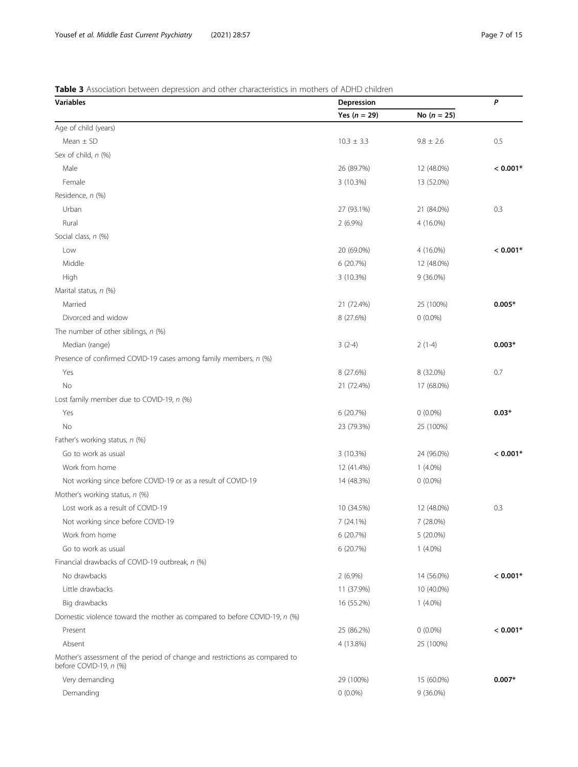**Table 3** Association between depression and other characteristics in mothers of ADHD children

| Variables | Depression | | *P* |
|---|---|---|---|
| | Yes (*n* = 29) | No (*n* = 25) | |
| Age of child (years) | | | |
| Mean ± SD | 10.3 ± 3.3 | 9.8 ± 2.6 | 0.5 |
| Sex of child, *n* (%) | | | |
| Male | 26 (89.7%) | 12 (48.0%) | **< 0.001*** |
| Female | 3 (10.3%) | 13 (52.0%) | |
| Residence, *n* (%) | | | |
| Urban | 27 (93.1%) | 21 (84.0%) | 0.3 |
| Rural | 2 (6.9%) | 4 (16.0%) | |
| Social class, *n* (%) | | | |
| Low | 20 (69.0%) | 4 (16.0%) | **< 0.001*** |
| Middle | 6 (20.7%) | 12 (48.0%) | |
| High | 3 (10.3%) | 9 (36.0%) | |
| Marital status, *n* (%) | | | |
| Married | 21 (72.4%) | 25 (100%) | **0.005*** |
| Divorced and widow | 8 (27.6%) | 0 (0.0%) | |
| The number of other siblings, *n* (%) | | | |
| Median (range) | 3 (2-4) | 2 (1-4) | **0.003*** |
| Presence of confirmed COVID-19 cases among family members, *n* (%) | | | |
| Yes | 8 (27.6%) | 8 (32.0%) | 0.7 |
| No | 21 (72.4%) | 17 (68.0%) | |
| Lost family member due to COVID-19, *n* (%) | | | |
| Yes | 6 (20.7%) | 0 (0.0%) | **0.03*** |
| No | 23 (79.3%) | 25 (100%) | |
| Father's working status, *n* (%) | | | |
| Go to work as usual | 3 (10.3%) | 24 (96.0%) | **< 0.001*** |
| Work from home | 12 (41.4%) | 1 (4.0%) | |
| Not working since before COVID-19 or as a result of COVID-19 | 14 (48.3%) | 0 (0.0%) | |
| Mother's working status, *n* (%) | | | |
| Lost work as a result of COVID-19 | 10 (34.5%) | 12 (48.0%) | 0.3 |
| Not working since before COVID-19 | 7 (24.1%) | 7 (28.0%) | |
| Work from home | 6 (20.7%) | 5 (20.0%) | |
| Go to work as usual | 6 (20.7%) | 1 (4.0%) | |
| Financial drawbacks of COVID-19 outbreak, *n* (%) | | | |
| No drawbacks | 2 (6.9%) | 14 (56.0%) | **< 0.001*** |
| Little drawbacks | 11 (37.9%) | 10 (40.0%) | |
| Big drawbacks | 16 (55.2%) | 1 (4.0%) | |
| Domestic violence toward the mother as compared to before COVID-19, *n* (%) | | | |
| Present | 25 (86.2%) | 0 (0.0%) | **< 0.001*** |
| Absent | 4 (13.8%) | 25 (100%) | |
| Mother's assessment of the period of change and restrictions as compared to before COVID-19, *n* (%) | | | |
| Very demanding | 29 (100%) | 15 (60.0%) | **0.007*** |
| Demanding | 0 (0.0%) | 9 (36.0%) | |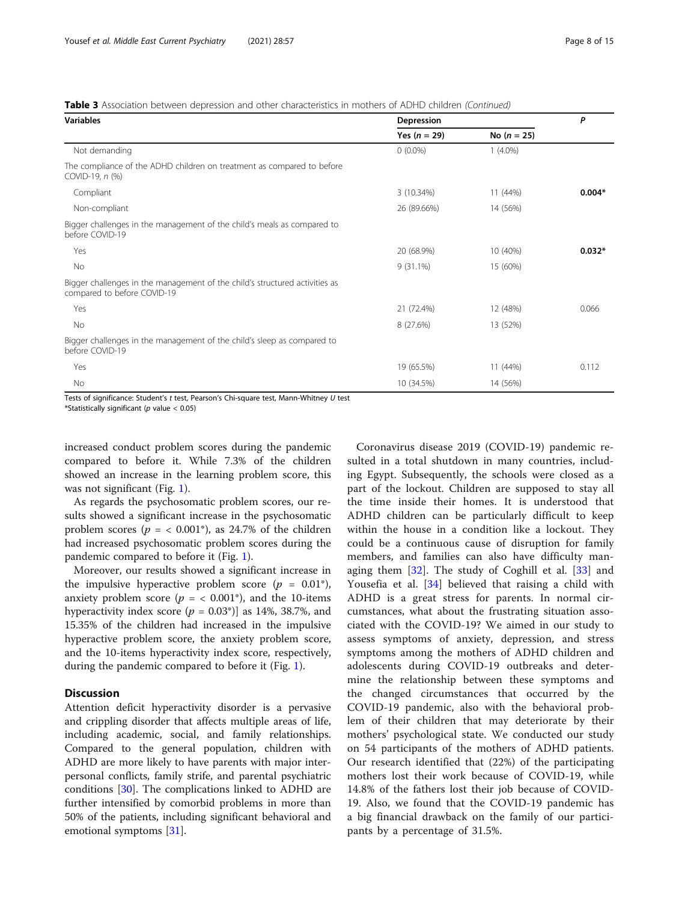**Table 3** Association between depression and other characteristics in mothers of ADHD children *(Continued)*

| Variables | Depression | | *P* |
|---|---|---|---|
| | Yes (*n* = 29) | No (*n* = 25) | |
| Not demanding | 0 (0.0%) | 1 (4.0%) | |
| The compliance of the ADHD children on treatment as compared to before COVID-19, *n* (%) | | | |
| Compliant | 3 (10.34%) | 11 (44%) | **0.004*** |
| Non-compliant | 26 (89.66%) | 14 (56%) | |
| Bigger challenges in the management of the child's meals as compared to before COVID-19 | | | |
| Yes | 20 (68.9%) | 10 (40%) | **0.032*** |
| No | 9 (31.1%) | 15 (60%) | |
| Bigger challenges in the management of the child's structured activities as compared to before COVID-19 | | | |
| Yes | 21 (72.4%) | 12 (48%) | 0.066 |
| No | 8 (27.6%) | 13 (52%) | |
| Bigger challenges in the management of the child's sleep as compared to before COVID-19 | | | |
| Yes | 19 (65.5%) | 11 (44%) | 0.112 |
| No | 10 (34.5%) | 14 (56%) | |

Tests of significance: Student's *t* test, Pearson's Chi-square test, Mann-Whitney *U* test

*Statistically significant (*p* value < 0.05)

increased conduct problem scores during the pandemic compared to before it. While 7.3% of the children showed an increase in the learning problem score, this was not significant (Fig. 1).

As regards the psychosomatic problem scores, our results showed a significant increase in the psychosomatic problem scores ($p$ = < 0.001*), as 24.7% of the children had increased psychosomatic problem scores during the pandemic compared to before it (Fig. 1).

Moreover, our results showed a significant increase in the impulsive hyperactive problem score ($p$ = 0.01*), anxiety problem score ($p$ = < 0.001*), and the 10-items hyperactivity index score ($p$ = 0.03*)] as 14%, 38.7%, and 15.35% of the children had increased in the impulsive hyperactive problem score, the anxiety problem score, and the 10-items hyperactivity index score, respectively, during the pandemic compared to before it (Fig. 1).

## Discussion

Attention deficit hyperactivity disorder is a pervasive and crippling disorder that affects multiple areas of life, including academic, social, and family relationships. Compared to the general population, children with ADHD are more likely to have parents with major interpersonal conflicts, family strife, and parental psychiatric conditions [30]. The complications linked to ADHD are further intensified by comorbid problems in more than 50% of the patients, including significant behavioral and emotional symptoms [31].

Coronavirus disease 2019 (COVID-19) pandemic resulted in a total shutdown in many countries, including Egypt. Subsequently, the schools were closed as a part of the lockout. Children are supposed to stay all the time inside their homes. It is understood that ADHD children can be particularly difficult to keep within the house in a condition like a lockout. They could be a continuous cause of disruption for family members, and families can also have difficulty managing them [32]. The study of Coghill et al. [33] and Yousefia et al. [34] believed that raising a child with ADHD is a great stress for parents. In normal circumstances, what about the frustrating situation associated with the COVID-19? We aimed in our study to assess symptoms of anxiety, depression, and stress symptoms among the mothers of ADHD children and adolescents during COVID-19 outbreaks and determine the relationship between these symptoms and the changed circumstances that occurred by the COVID-19 pandemic, also with the behavioral problem of their children that may deteriorate by their mothers' psychological state. We conducted our study on 54 participants of the mothers of ADHD patients. Our research identified that (22%) of the participating mothers lost their work because of COVID-19, while 14.8% of the fathers lost their job because of COVID-19. Also, we found that the COVID-19 pandemic has a big financial drawback on the family of our participants by a percentage of 31.5%.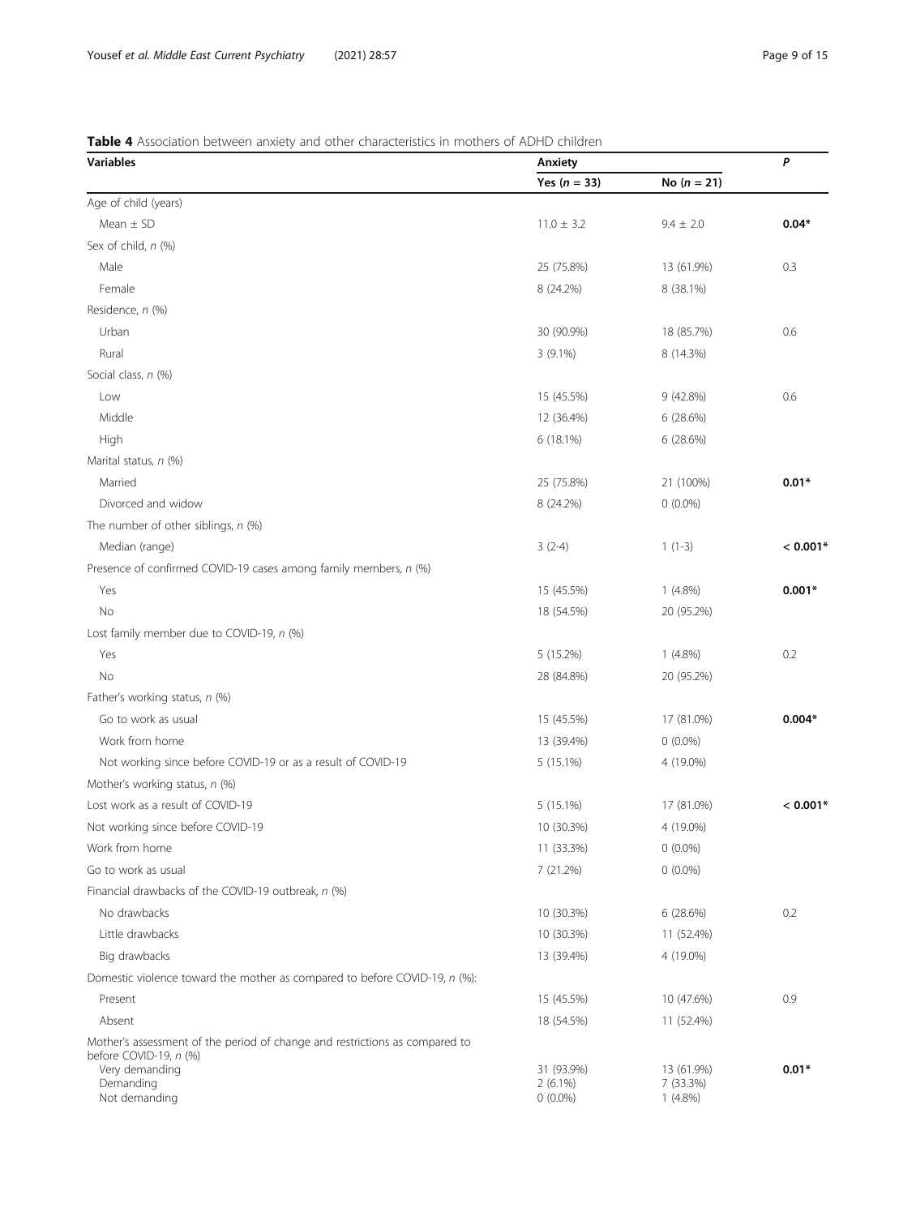**Table 4** Association between anxiety and other characteristics in mothers of ADHD children

| Variables | Anxiety | | *P* |
|---|---|---|---|
| | Yes (*n* = 33) | No (*n* = 21) | |
| Age of child (years) | | | |
| Mean ± SD | 11.0 ± 3.2 | 9.4 ± 2.0 | **0.04*** |
| Sex of child, *n* (%) | | | |
| Male | 25 (75.8%) | 13 (61.9%) | 0.3 |
| Female | 8 (24.2%) | 8 (38.1%) | |
| Residence, *n* (%) | | | |
| Urban | 30 (90.9%) | 18 (85.7%) | 0.6 |
| Rural | 3 (9.1%) | 8 (14.3%) | |
| Social class, *n* (%) | | | |
| Low | 15 (45.5%) | 9 (42.8%) | 0.6 |
| Middle | 12 (36.4%) | 6 (28.6%) | |
| High | 6 (18.1%) | 6 (28.6%) | |
| Marital status, *n* (%) | | | |
| Married | 25 (75.8%) | 21 (100%) | **0.01*** |
| Divorced and widow | 8 (24.2%) | 0 (0.0%) | |
| The number of other siblings, *n* (%) | | | |
| Median (range) | 3 (2-4) | 1 (1-3) | **< 0.001*** |
| Presence of confirmed COVID-19 cases among family members, *n* (%) | | | |
| Yes | 15 (45.5%) | 1 (4.8%) | **0.001*** |
| No | 18 (54.5%) | 20 (95.2%) | |
| Lost family member due to COVID-19, *n* (%) | | | |
| Yes | 5 (15.2%) | 1 (4.8%) | 0.2 |
| No | 28 (84.8%) | 20 (95.2%) | |
| Father's working status, *n* (%) | | | |
| Go to work as usual | 15 (45.5%) | 17 (81.0%) | **0.004*** |
| Work from home | 13 (39.4%) | 0 (0.0%) | |
| Not working since before COVID-19 or as a result of COVID-19 | 5 (15.1%) | 4 (19.0%) | |
| Mother's working status, *n* (%) | | | |
| Lost work as a result of COVID-19 | 5 (15.1%) | 17 (81.0%) | **< 0.001*** |
| Not working since before COVID-19 | 10 (30.3%) | 4 (19.0%) | |
| Work from home | 11 (33.3%) | 0 (0.0%) | |
| Go to work as usual | 7 (21.2%) | 0 (0.0%) | |
| Financial drawbacks of the COVID-19 outbreak, *n* (%) | | | |
| No drawbacks | 10 (30.3%) | 6 (28.6%) | 0.2 |
| Little drawbacks | 10 (30.3%) | 11 (52.4%) | |
| Big drawbacks | 13 (39.4%) | 4 (19.0%) | |
| Domestic violence toward the mother as compared to before COVID-19, *n* (%): | | | |
| Present | 15 (45.5%) | 10 (47.6%) | 0.9 |
| Absent | 18 (54.5%) | 11 (52.4%) | |
| Mother's assessment of the period of change and restrictions as compared to before COVID-19, *n* (%) | | | |
| Very demanding | 31 (93.9%) | 13 (61.9%) | **0.01*** |
| Demanding | 2 (6.1%) | 7 (33.3%) | |
| Not demanding | 0 (0.0%) | 1 (4.8%) | |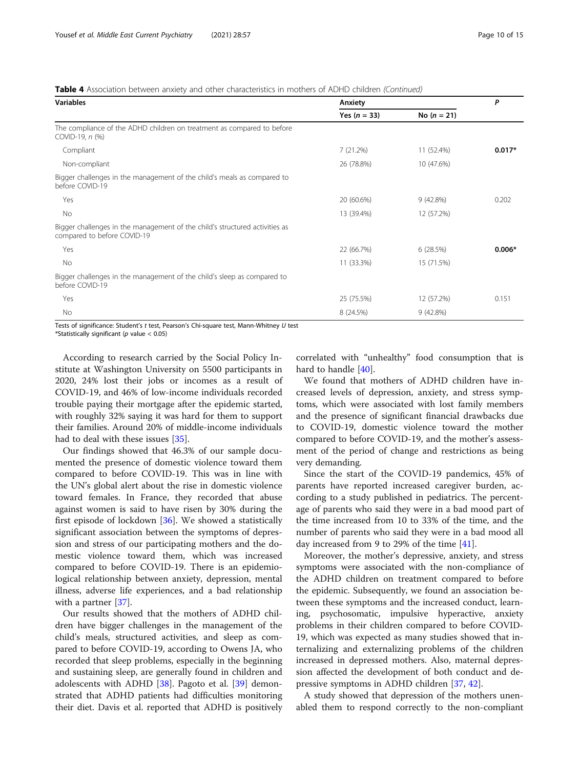**Table 4** Association between anxiety and other characteristics in mothers of ADHD children *(Continued)*

| Variables | Anxiety | | *P* |
|---|---|---|---|
| | Yes (*n* = 33) | No (*n* = 21) | |
| The compliance of the ADHD children on treatment as compared to before COVID-19, *n* (%) | | | |
| Compliant | 7 (21.2%) | 11 (52.4%) | **0.017*** |
| Non-compliant | 26 (78.8%) | 10 (47.6%) | |
| Bigger challenges in the management of the child's meals as compared to before COVID-19 | | | |
| Yes | 20 (60.6%) | 9 (42.8%) | 0.202 |
| No | 13 (39.4%) | 12 (57.2%) | |
| Bigger challenges in the management of the child's structured activities as compared to before COVID-19 | | | |
| Yes | 22 (66.7%) | 6 (28.5%) | **0.006*** |
| No | 11 (33.3%) | 15 (71.5%) | |
| Bigger challenges in the management of the child's sleep as compared to before COVID-19 | | | |
| Yes | 25 (75.5%) | 12 (57.2%) | 0.151 |
| No | 8 (24.5%) | 9 (42.8%) | |

Tests of significance: Student's *t* test, Pearson's Chi-square test, Mann-Whitney *U* test
*Statistically significant (*p* value < 0.05)

According to research carried by the Social Policy Institute at Washington University on 5500 participants in 2020, 24% lost their jobs or incomes as a result of COVID-19, and 46% of low-income individuals recorded trouble paying their mortgage after the epidemic started, with roughly 32% saying it was hard for them to support their families. Around 20% of middle-income individuals had to deal with these issues [35].

Our findings showed that 46.3% of our sample documented the presence of domestic violence toward them compared to before COVID-19. This was in line with the UN's global alert about the rise in domestic violence toward females. In France, they recorded that abuse against women is said to have risen by 30% during the first episode of lockdown [36]. We showed a statistically significant association between the symptoms of depression and stress of our participating mothers and the domestic violence toward them, which was increased compared to before COVID-19. There is an epidemiological relationship between anxiety, depression, mental illness, adverse life experiences, and a bad relationship with a partner [37].

Our results showed that the mothers of ADHD children have bigger challenges in the management of the child's meals, structured activities, and sleep as compared to before COVID-19, according to Owens JA, who recorded that sleep problems, especially in the beginning and sustaining sleep, are generally found in children and adolescents with ADHD [38]. Pagoto et al. [39] demonstrated that ADHD patients had difficulties monitoring their diet. Davis et al. reported that ADHD is positively correlated with "unhealthy" food consumption that is hard to handle [40].

We found that mothers of ADHD children have increased levels of depression, anxiety, and stress symptoms, which were associated with lost family members and the presence of significant financial drawbacks due to COVID-19, domestic violence toward the mother compared to before COVID-19, and the mother's assessment of the period of change and restrictions as being very demanding.

Since the start of the COVID-19 pandemics, 45% of parents have reported increased caregiver burden, according to a study published in pediatrics. The percentage of parents who said they were in a bad mood part of the time increased from 10 to 33% of the time, and the number of parents who said they were in a bad mood all day increased from 9 to 29% of the time [41].

Moreover, the mother's depressive, anxiety, and stress symptoms were associated with the non-compliance of the ADHD children on treatment compared to before the epidemic. Subsequently, we found an association between these symptoms and the increased conduct, learning, psychosomatic, impulsive hyperactive, anxiety problems in their children compared to before COVID-19, which was expected as many studies showed that internalizing and externalizing problems of the children increased in depressed mothers. Also, maternal depression affected the development of both conduct and depressive symptoms in ADHD children [37, 42].

A study showed that depression of the mothers unenabled them to respond correctly to the non-compliant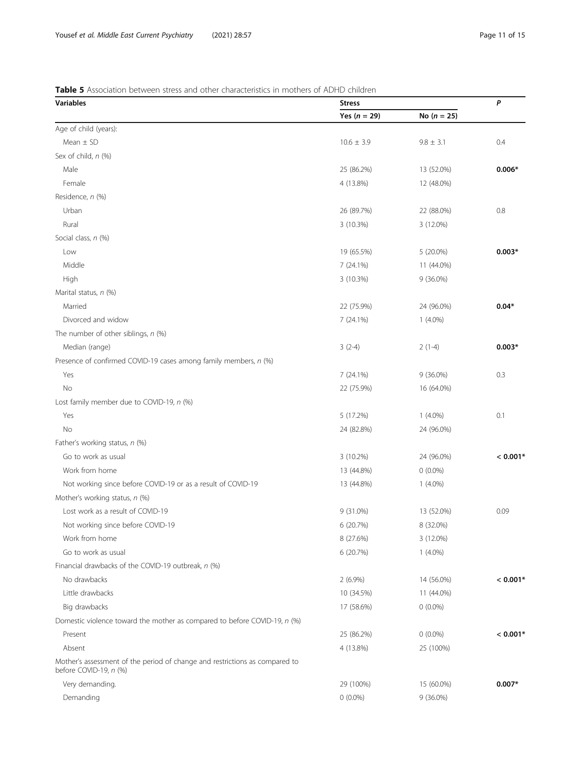**Table 5** Association between stress and other characteristics in mothers of ADHD children

| Variables | Stress | | *P* |
|---|---|---|---|
| | Yes (*n* = 29) | No (*n* = 25) | |
| Age of child (years): | | | |
| Mean ± SD | 10.6 ± 3.9 | 9.8 ± 3.1 | 0.4 |
| Sex of child, *n* (%) | | | |
| Male | 25 (86.2%) | 13 (52.0%) | **0.006*** |
| Female | 4 (13.8%) | 12 (48.0%) | |
| Residence, *n* (%) | | | |
| Urban | 26 (89.7%) | 22 (88.0%) | 0.8 |
| Rural | 3 (10.3%) | 3 (12.0%) | |
| Social class, *n* (%) | | | |
| Low | 19 (65.5%) | 5 (20.0%) | **0.003*** |
| Middle | 7 (24.1%) | 11 (44.0%) | |
| High | 3 (10.3%) | 9 (36.0%) | |
| Marital status, *n* (%) | | | |
| Married | 22 (75.9%) | 24 (96.0%) | **0.04*** |
| Divorced and widow | 7 (24.1%) | 1 (4.0%) | |
| The number of other siblings, *n* (%) | | | |
| Median (range) | 3 (2-4) | 2 (1-4) | **0.003*** |
| Presence of confirmed COVID-19 cases among family members, *n* (%) | | | |
| Yes | 7 (24.1%) | 9 (36.0%) | 0.3 |
| No | 22 (75.9%) | 16 (64.0%) | |
| Lost family member due to COVID-19, *n* (%) | | | |
| Yes | 5 (17.2%) | 1 (4.0%) | 0.1 |
| No | 24 (82.8%) | 24 (96.0%) | |
| Father's working status, *n* (%) | | | |
| Go to work as usual | 3 (10.2%) | 24 (96.0%) | **< 0.001*** |
| Work from home | 13 (44.8%) | 0 (0.0%) | |
| Not working since before COVID-19 or as a result of COVID-19 | 13 (44.8%) | 1 (4.0%) | |
| Mother's working status, *n* (%) | | | |
| Lost work as a result of COVID-19 | 9 (31.0%) | 13 (52.0%) | 0.09 |
| Not working since before COVID-19 | 6 (20.7%) | 8 (32.0%) | |
| Work from home | 8 (27.6%) | 3 (12.0%) | |
| Go to work as usual | 6 (20.7%) | 1 (4.0%) | |
| Financial drawbacks of the COVID-19 outbreak, *n* (%) | | | |
| No drawbacks | 2 (6.9%) | 14 (56.0%) | **< 0.001*** |
| Little drawbacks | 10 (34.5%) | 11 (44.0%) | |
| Big drawbacks | 17 (58.6%) | 0 (0.0%) | |
| Domestic violence toward the mother as compared to before COVID-19, *n* (%) | | | |
| Present | 25 (86.2%) | 0 (0.0%) | **< 0.001*** |
| Absent | 4 (13.8%) | 25 (100%) | |
| Mother's assessment of the period of change and restrictions as compared to before COVID-19, *n* (%) | | | |
| Very demanding. | 29 (100%) | 15 (60.0%) | **0.007*** |
| Demanding | 0 (0.0%) | 9 (36.0%) | |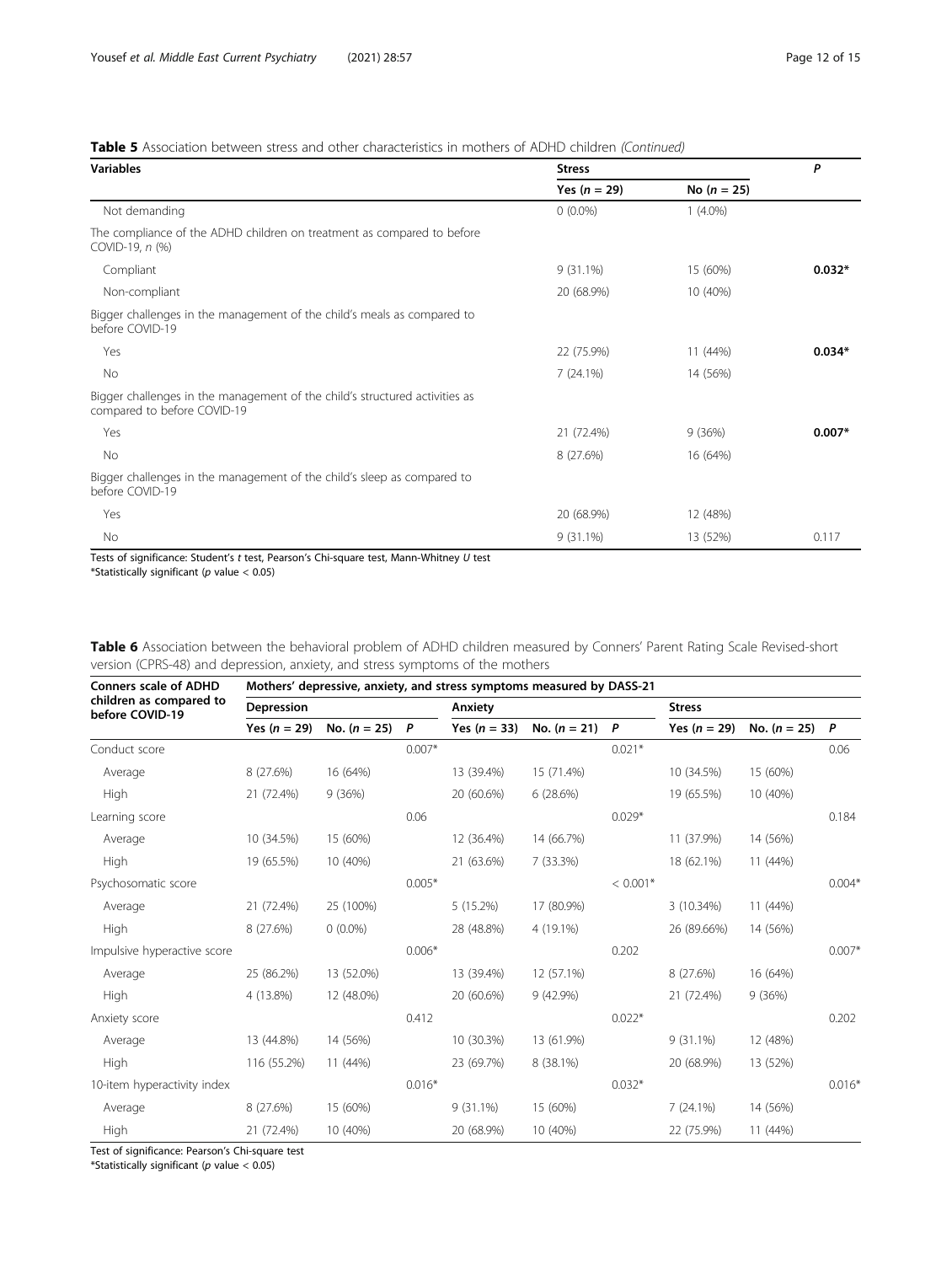**Table 5** Association between stress and other characteristics in mothers of ADHD children *(Continued)*

| Variables | Stress | | *P* |
|---|---|---|---|
| | Yes (*n* = 29) | No (*n* = 25) | |
| Not demanding | 0 (0.0%) | 1 (4.0%) | |
| The compliance of the ADHD children on treatment as compared to before COVID-19, *n* (%) | | | |
| Compliant | 9 (31.1%) | 15 (60%) | **0.032*** |
| Non-compliant | 20 (68.9%) | 10 (40%) | |
| Bigger challenges in the management of the child's meals as compared to before COVID-19 | | | |
| Yes | 22 (75.9%) | 11 (44%) | **0.034*** |
| No | 7 (24.1%) | 14 (56%) | |
| Bigger challenges in the management of the child's structured activities as compared to before COVID-19 | | | |
| Yes | 21 (72.4%) | 9 (36%) | **0.007*** |
| No | 8 (27.6%) | 16 (64%) | |
| Bigger challenges in the management of the child's sleep as compared to before COVID-19 | | | |
| Yes | 20 (68.9%) | 12 (48%) | |
| No | 9 (31.1%) | 13 (52%) | 0.117 |

Tests of significance: Student's *t* test, Pearson's Chi-square test, Mann-Whitney *U* test
*Statistically significant (*p* value < 0.05)

**Table 6** Association between the behavioral problem of ADHD children measured by Conners' Parent Rating Scale Revised-short version (CPRS-48) and depression, anxiety, and stress symptoms of the mothers

| Conners scale of ADHD children as compared to before COVID-19 | Mothers' depressive, anxiety, and stress symptoms measured by DASS-21 | | | | | | | | |
|---|---|---|---|---|---|---|---|---|---|
| | Depression | | | Anxiety | | | Stress | | |
| | Yes (*n* = 29) | No. (*n* = 25) | *P* | Yes (*n* = 33) | No. (*n* = 21) | *P* | Yes (*n* = 29) | No. (*n* = 25) | *P* |
| Conduct score | | | 0.007* | | | 0.021* | | | 0.06 |
| Average | 8 (27.6%) | 16 (64%) | | 13 (39.4%) | 15 (71.4%) | | 10 (34.5%) | 15 (60%) | |
| High | 21 (72.4%) | 9 (36%) | | 20 (60.6%) | 6 (28.6%) | | 19 (65.5%) | 10 (40%) | |
| Learning score | | | 0.06 | | | 0.029* | | | 0.184 |
| Average | 10 (34.5%) | 15 (60%) | | 12 (36.4%) | 14 (66.7%) | | 11 (37.9%) | 14 (56%) | |
| High | 19 (65.5%) | 10 (40%) | | 21 (63.6%) | 7 (33.3%) | | 18 (62.1%) | 11 (44%) | |
| Psychosomatic score | | | 0.005* | | | < 0.001* | | | 0.004* |
| Average | 21 (72.4%) | 25 (100%) | | 5 (15.2%) | 17 (80.9%) | | 3 (10.34%) | 11 (44%) | |
| High | 8 (27.6%) | 0 (0.0%) | | 28 (48.8%) | 4 (19.1%) | | 26 (89.66%) | 14 (56%) | |
| Impulsive hyperactive score | | | 0.006* | | | 0.202 | | | 0.007* |
| Average | 25 (86.2%) | 13 (52.0%) | | 13 (39.4%) | 12 (57.1%) | | 8 (27.6%) | 16 (64%) | |
| High | 4 (13.8%) | 12 (48.0%) | | 20 (60.6%) | 9 (42.9%) | | 21 (72.4%) | 9 (36%) | |
| Anxiety score | | | 0.412 | | | 0.022* | | | 0.202 |
| Average | 13 (44.8%) | 14 (56%) | | 10 (30.3%) | 13 (61.9%) | | 9 (31.1%) | 12 (48%) | |
| High | 116 (55.2%) | 11 (44%) | | 23 (69.7%) | 8 (38.1%) | | 20 (68.9%) | 13 (52%) | |
| 10-item hyperactivity index | | | 0.016* | | | 0.032* | | | 0.016* |
| Average | 8 (27.6%) | 15 (60%) | | 9 (31.1%) | 15 (60%) | | 7 (24.1%) | 14 (56%) | |
| High | 21 (72.4%) | 10 (40%) | | 20 (68.9%) | 10 (40%) | | 22 (75.9%) | 11 (44%) | |

Test of significance: Pearson's Chi-square test
*Statistically significant (*p* value < 0.05)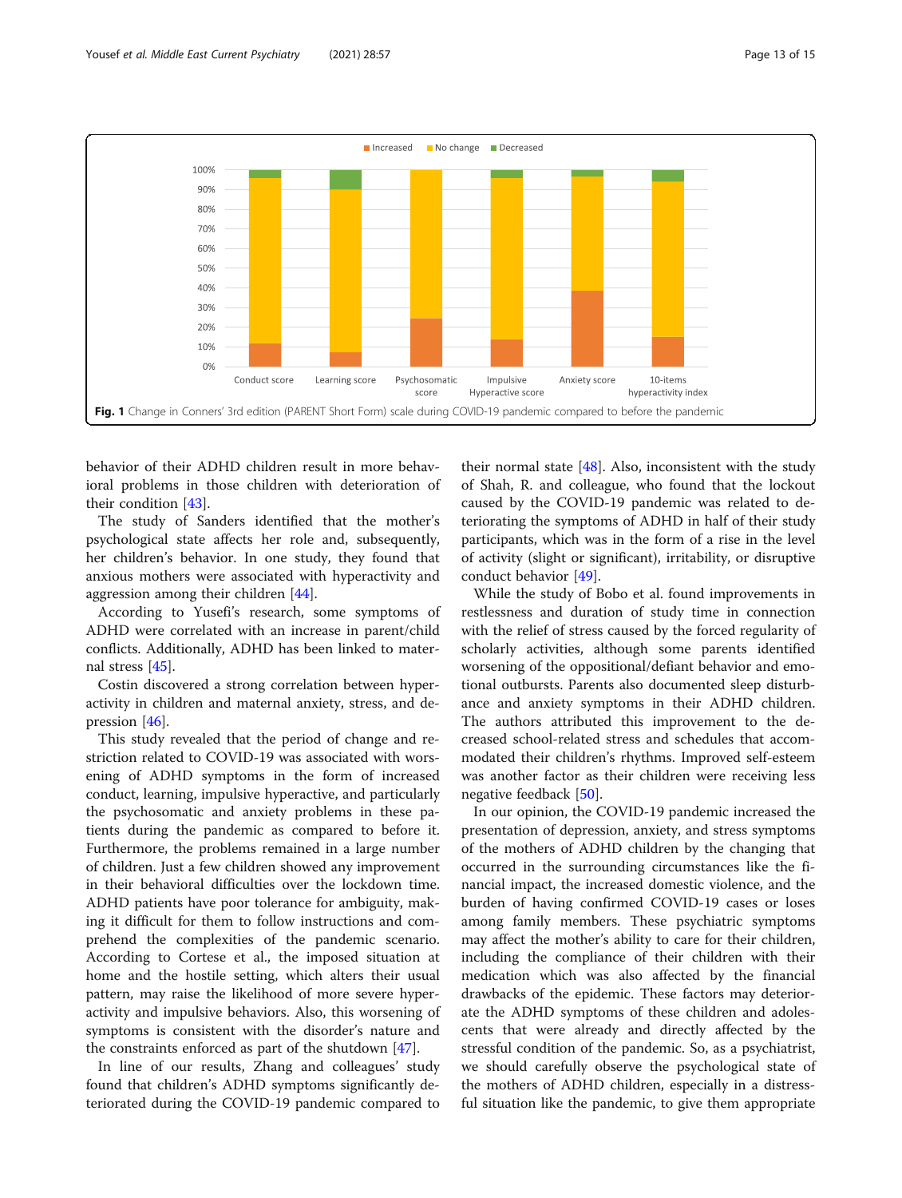Fig. 1 Change in Conners' 3rd edition (PARENT Short Form) scale during COVID-19 pandemic compared to before the pandemic

behavior of their ADHD children result in more behavioral problems in those children with deterioration of their condition [43].

The study of Sanders identified that the mother's psychological state affects her role and, subsequently, her children's behavior. In one study, they found that anxious mothers were associated with hyperactivity and aggression among their children [44].

According to Yusefi's research, some symptoms of ADHD were correlated with an increase in parent/child conflicts. Additionally, ADHD has been linked to maternal stress [45].

Costin discovered a strong correlation between hyperactivity in children and maternal anxiety, stress, and depression [46].

This study revealed that the period of change and restriction related to COVID-19 was associated with worsening of ADHD symptoms in the form of increased conduct, learning, impulsive hyperactive, and particularly the psychosomatic and anxiety problems in these patients during the pandemic as compared to before it. Furthermore, the problems remained in a large number of children. Just a few children showed any improvement in their behavioral difficulties over the lockdown time. ADHD patients have poor tolerance for ambiguity, making it difficult for them to follow instructions and comprehend the complexities of the pandemic scenario. According to Cortese et al., the imposed situation at home and the hostile setting, which alters their usual pattern, may raise the likelihood of more severe hyperactivity and impulsive behaviors. Also, this worsening of symptoms is consistent with the disorder's nature and the constraints enforced as part of the shutdown [47].

In line of our results, Zhang and colleagues' study found that children's ADHD symptoms significantly deteriorated during the COVID-19 pandemic compared to their normal state [48]. Also, inconsistent with the study of Shah, R. and colleague, who found that the lockout caused by the COVID-19 pandemic was related to deteriorating the symptoms of ADHD in half of their study participants, which was in the form of a rise in the level of activity (slight or significant), irritability, or disruptive conduct behavior [49].

While the study of Bobo et al. found improvements in restlessness and duration of study time in connection with the relief of stress caused by the forced regularity of scholarly activities, although some parents identified worsening of the oppositional/defiant behavior and emotional outbursts. Parents also documented sleep disturbance and anxiety symptoms in their ADHD children. The authors attributed this improvement to the decreased school-related stress and schedules that accommodated their children's rhythms. Improved self-esteem was another factor as their children were receiving less negative feedback [50].

In our opinion, the COVID-19 pandemic increased the presentation of depression, anxiety, and stress symptoms of the mothers of ADHD children by the changing that occurred in the surrounding circumstances like the financial impact, the increased domestic violence, and the burden of having confirmed COVID-19 cases or loses among family members. These psychiatric symptoms may affect the mother's ability to care for their children, including the compliance of their children with their medication which was also affected by the financial drawbacks of the epidemic. These factors may deteriorate the ADHD symptoms of these children and adolescents that were already and directly affected by the stressful condition of the pandemic. So, as a psychiatrist, we should carefully observe the psychological state of the mothers of ADHD children, especially in a distressful situation like the pandemic, to give them appropriate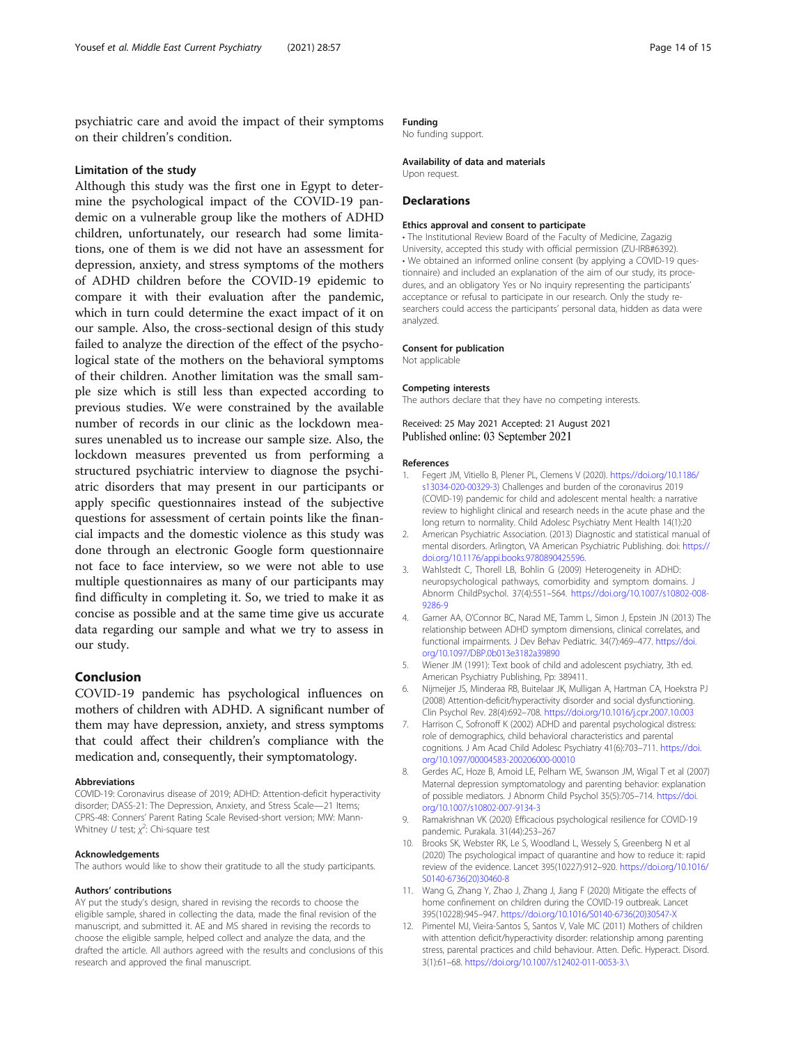psychiatric care and avoid the impact of their symptoms on their children's condition.

### Limitation of the study

Although this study was the first one in Egypt to determine the psychological impact of the COVID-19 pandemic on a vulnerable group like the mothers of ADHD children, unfortunately, our research had some limitations, one of them is we did not have an assessment for depression, anxiety, and stress symptoms of the mothers of ADHD children before the COVID-19 epidemic to compare it with their evaluation after the pandemic, which in turn could determine the exact impact of it on our sample. Also, the cross-sectional design of this study failed to analyze the direction of the effect of the psychological state of the mothers on the behavioral symptoms of their children. Another limitation was the small sample size which is still less than expected according to previous studies. We were constrained by the available number of records in our clinic as the lockdown measures unenabled us to increase our sample size. Also, the lockdown measures prevented us from performing a structured psychiatric interview to diagnose the psychiatric disorders that may present in our participants or apply specific questionnaires instead of the subjective questions for assessment of certain points like the financial impacts and the domestic violence as this study was done through an electronic Google form questionnaire not face to face interview, so we were not able to use multiple questionnaires as many of our participants may find difficulty in completing it. So, we tried to make it as concise as possible and at the same time give us accurate data regarding our sample and what we try to assess in our study.

## Conclusion

COVID-19 pandemic has psychological influences on mothers of children with ADHD. A significant number of them may have depression, anxiety, and stress symptoms that could affect their children's compliance with the medication and, consequently, their symptomatology.

#### Abbreviations

COVID-19: Coronavirus disease of 2019; ADHD: Attention-deficit hyperactivity disorder; DASS-21: The Depression, Anxiety, and Stress Scale—21 Items; CPRS-48: Conners' Parent Rating Scale Revised-short version; MW: Mann-Whitney *U* test; $\chi^2$: Chi-square test

#### Acknowledgements

The authors would like to show their gratitude to all the study participants.

#### Authors' contributions

AY put the study's design, shared in revising the records to choose the eligible sample, shared in collecting the data, made the final revision of the manuscript, and submitted it. AE and MS shared in revising the records to choose the eligible sample, helped collect and analyze the data, and the drafted the article. All authors agreed with the results and conclusions of this research and approved the final manuscript.

#### Funding

No funding support.

#### Availability of data and materials

Upon request.

## Declarations

#### Ethics approval and consent to participate

• The Institutional Review Board of the Faculty of Medicine, Zagazig University, accepted this study with official permission (ZU-IRB#6392).
• We obtained an informed online consent (by applying a COVID-19 questionnaire) and included an explanation of the aim of our study, its procedures, and an obligatory Yes or No inquiry representing the participants' acceptance or refusal to participate in our research. Only the study researchers could access the participants' personal data, hidden as data were analyzed.

#### Consent for publication

Not applicable

#### Competing interests

The authors declare that they have no competing interests.

Received: 25 May 2021 Accepted: 21 August 2021
Published online: 03 September 2021

#### References

1. Fegert JM, Vitiello B, Plener PL, Clemens V (2020). https://doi.org/10.1186/s13034-020-00329-3) Challenges and burden of the coronavirus 2019 (COVID-19) pandemic for child and adolescent mental health: a narrative review to highlight clinical and research needs in the acute phase and the long return to normality. Child Adolesc Psychiatry Ment Health 14(1):20
2. American Psychiatric Association. (2013) Diagnostic and statistical manual of mental disorders. Arlington, VA American Psychiatric Publishing. doi: https://doi.org/10.1176/appi.books.9780890425596.
3. Wahlstedt C, Thorell LB, Bohlin G (2009) Heterogeneity in ADHD: neuropsychological pathways, comorbidity and symptom domains. J Abnorm ChildPsychol. 37(4):551–564. https://doi.org/10.1007/s10802-008-9286-9
4. Garner AA, O'Connor BC, Narad ME, Tamm L, Simon J, Epstein JN (2013) The relationship between ADHD symptom dimensions, clinical correlates, and functional impairments. J Dev Behav Pediatric. 34(7):469–477. https://doi.org/10.1097/DBP.0b013e3182a39890
5. Wiener JM (1991): Text book of child and adolescent psychiatry, 3th ed. American Psychiatry Publishing, Pp: 389411.
6. Nijmeijer JS, Minderaa RB, Buitelaar JK, Mulligan A, Hartman CA, Hoekstra PJ (2008) Attention-deficit/hyperactivity disorder and social dysfunctioning. Clin Psychol Rev. 28(4):692–708. https://doi.org/10.1016/j.cpr.2007.10.003
7. Harrison C, Sofronoff K (2002) ADHD and parental psychological distress: role of demographics, child behavioral characteristics and parental cognitions. J Am Acad Child Adolesc Psychiatry 41(6):703–711. https://doi.org/10.1097/00004583-200206000-00010
8. Gerdes AC, Hoze B, Arnoid LE, Pelham WE, Swanson JM, Wigal T et al (2007) Maternal depression symptomatology and parenting behavior: explanation of possible mediators. J Abnorm Child Psychol 35(5):705–714. https://doi.org/10.1007/s10802-007-9134-3
9. Ramakrishnan VK (2020) Efficacious psychological resilience for COVID-19 pandemic. Purakala. 31(44):253–267
10. Brooks SK, Webster RK, Le S, Woodland L, Wessely S, Greenberg N et al (2020) The psychological impact of quarantine and how to reduce it: rapid review of the evidence. Lancet 395(10227):912–920. https://doi.org/10.1016/S0140-6736(20)30460-8
11. Wang G, Zhang Y, Zhao J, Zhang J, Jiang F (2020) Mitigate the effects of home confinement on children during the COVID-19 outbreak. Lancet 395(10228):945–947. https://doi.org/10.1016/S0140-6736(20)30547-X
12. Pimentel MJ, Vieira-Santos S, Santos V, Vale MC (2011) Mothers of children with attention deficit/hyperactivity disorder: relationship among parenting stress, parental practices and child behaviour. Atten. Defic. Hyperact. Disord. 3(1):61–68. https://doi.org/10.1007/s12402-011-0053-3.\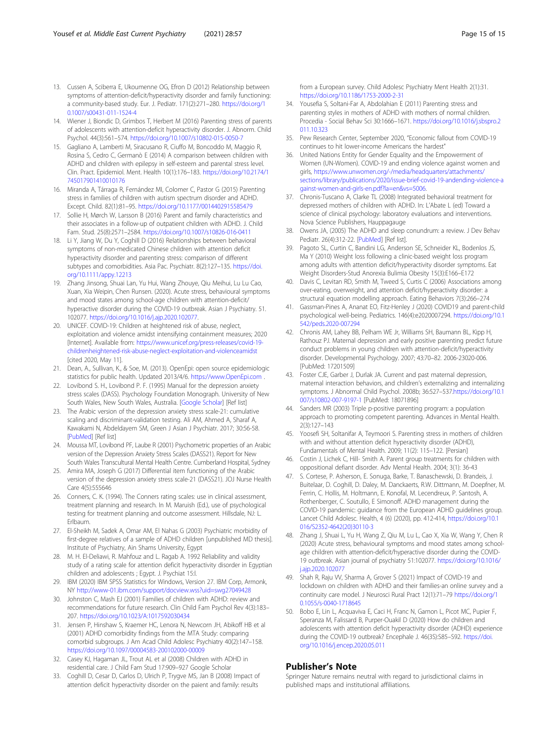13. Cussen A, Sciberra E, Ukoumenne OG, Efron D (2012) Relationship between symptoms of attention-deficit/hyperactivity disorder and family functioning: a community-based study. Eur. J. Pediatr. 171(2):271–280. https://doi.org/10.1007/s00431-011-1524-4
14. Wiener J, Biondic D, Grimbos T, Herbert M (2016) Parenting stress of parents of adolescents with attention-deficit hyperactivity disorder. J. Abnorm. Child Psychol. 44(3):561–574. https://doi.org/10.1007/s10802-015-0050-7
15. Gagliano A, Lamberti M, Siracusano R, Ciuffo M, Boncoddo M, Maggio R, Rosina S, Cedro C, Germanò E (2014) A comparison between children with ADHD and children with epilepsy in self-esteem and parental stress level. Clin. Pract. Epidemiol. Ment. Health 10(1):176–183. https://doi.org/10.2174/1745017901410010176
16. Miranda A, Tárraga R, Fernández MI, Colomer C, Pastor G (2015) Parenting stress in families of children with autism spectrum disorder and ADHD. Except. Child. 82(1):81–95. https://doi.org/10.1177/0014402915585479
17. Sollie H, Mørch W, Larsson B (2016) Parent and family characteristics and their associates in a follow-up of outpatient children with ADHD. J. Child Fam. Stud. 25(8):2571–2584. https://doi.org/10.1007/s10826-016-0411
18. Li Y, Jiang W, Du Y, Coghill D (2016) Relationships between behavioral symptoms of non-medicated Chinese children with attention deficit hyperactivity disorder and parenting stress: comparison of different subtypes and comorbidities. Asia Pac. Psychiatr. 8(2):127–135. https://doi.org/10.1111/appy.12213
19. Zhang Jinsong, Shuai Lan, Yu Hui, Wang Zhouye, Qiu Meihui, Lu Lu Cao, Xuan, Xia Weipin, Chen Runsen. (2020). Acute stress, behavioural symptoms and mood states among school-age children with attention-deficit/ hyperactive disorder during the COVID-19 outbreak. Asian J Psychiatry. 51. 102077. https://doi.org/10.1016/j.ajp.2020.102077.
20. UNICEF. COVID-19: Children at heightened risk of abuse, neglect, exploitation and violence amidst intensifying containment measures; 2020 [Internet]. Available from: https://www.unicef.org/press-releases/covid-19-childrenheightened-risk-abuse-neglect-exploitation-and-violenceamidst [cited 2020, May 11].
21. Dean, A., Sullivan, K., & Soe, M. (2013). OpenEpi: open source epidemiologic statistics for public health. Updated 2013/4/6. https://www.OpenEpi.com .
22. Lovibond S. H., Lovibond P. F. (1995) Manual for the depression anxiety stress scales (DASS). Psychology Foundation Monograph. University of New South Wales, New South Wales, Australia. [Google Scholar] [Ref list]
23. The Arabic version of the depression anxiety stress scale-21: cumulative scaling and discriminant-validation testing. Ali AM, Ahmed A, Sharaf A, Kawakami N, Abdeldayem SM, Green J Asian J Psychiatr. 2017; 30:56-58. [PubMed] [Ref list]
24. Moussa MT, Lovibond PF, Laube R (2001) Psychometric properties of an Arabic version of the Depression Anxiety Stress Scales (DASS21). Report for New South Wales Transcultural Mental Health Centre. Cumberland Hospital, Sydney
25. Amira MA, Joseph G (2017) Differential item functioning of the Arabic version of the depression anxiety stress scale-21 (DASS21). JOJ Nurse Health Care 4(5):555646
26. Conners, C. K. (1994). The Conners rating scales: use in clinical assessment, treatment planning and research. In M. Maruish (Ed.), use of psychological testing for treatment planning and outcome assessment. Hillsdale, NJ: L. Erlbaum.
27. El-Sheikh M, Sadek A, Omar AM, El Nahas G (2003) Psychiatric morbidity of first-degree relatives of a sample of ADHD children [unpublished MD thesis]. Institute of Psychiatry, Ain Shams University, Egypt
28. M. H. El-Deliawi, R. Mahfouz and L. Ragab A. 1992 Reliability and validity study of a rating scale for attention deficit hyperactivity disorder in Egyptian children and adolescents ; Egypt. J. Psychiat 15:l.
29. IBM (2020) IBM SPSS Statistics for Windows, Version 27. IBM Corp, Armonk, NY http://www-01.ibm.com/support/docview.wss?uid=swg27049428
30. Johnston C, Mash EJ (2001) Families of children with ADHD: review and recommendations for future research. Clin Child Fam Psychol Rev 4(3):183–207. https://doi.org/10.1023/A:1017592030434
31. Jensen P, Hinshaw S, Kraemer HC, Lenora N, Newcorn JH, Abikoff HB et al (2001) ADHD comorbidity findings from the MTA Study: comparing comorbid subgroups. J Am Acad Child Adolesc Psychiatry 40(2):147–158. https://doi.org/10.1097/00004583-200102000-00009
32. Casey KJ, Hagaman JL, Trout AL et al (2008) Children with ADHD in residential care. J Child Fam Stud 17:909–927 Google Scholar
33. Coghill D, Cesar D, Carlos D, Ulrich P, Trygve MS, Jan B (2008) Impact of attention deficit hyperactivity disorder on the paient and family: results from a European survey. Child Adolesc Psychiatry Ment Health 2(1):31. https://doi.org/10.1186/1753-2000-2-31
34. Yousefia S, Soltani-Far A, Abdolahian E (2011) Parenting stress and parenting styles in mothers of ADHD with mothers of normal children. Procedia - Social Behav Sci 30:1666–1671. https://doi.org/10.1016/j.sbspro.2011.10.323
35. Pew Research Center, September 2020, "Economic fallout from COVID-19 continues to hit lower-income Americans the hardest"
36. United Nations Entity for Gender Equality and the Empowerment of Women (UN-Women). COVID-19 and ending violence against women and girls, https://www.unwomen.org/-/media/headquarters/attachments/sections/library/publications/2020/issue-brief-covid-19-andending-violence-against-women-and-girls-en.pdf?la=en&vs=5006.
37. Chronis-Tuscano A, Clarke TL (2008) Integrated behavioral treatment for depressed mothers of children with ADHD. In: L'Abate L (ed) Toward a science of clinical psychology: laboratory evaluations and interventions. Nova Science Publishers, Hauppagauge
38. Owens JA, (2005) The ADHD and sleep conundrum: a review. J Dev Behav Pediatr. 26(4):312-22. [PubMed] [Ref list].
39. Pagoto SL, Curtin C, Bandini LG, Anderson SE, Schneider KL, Bodenlos JS, Ma Y (2010) Weight loss following a clinic-based weight loss program among adults with attention deficit/hyperactivity disorder symptoms. Eat Weight Disorders-Stud Anorexia Bulimia Obesity 15(3):E166–E172
40. Davis C, Levitan RD, Smith M, Tweed S, Curtis C (2006) Associations among over-eating, overweight, and attention deficit/hyperactivity disorder: a structural equation modelling approach. Eating Behaviors 7(3):266–274
41. Gassman-Pines A, Ananat EO, Fitz-Henley J (2020) COVID19 and parent-child psychological well-being. Pediatrics. 146(4):e2020007294. https://doi.org/10.1542/peds.2020-007294
42. Chronis AM, Lahey BB, Pelham WE Jr, Williams SH, Baumann BL, Kipp H, Rathouz PJ. Maternal depression and early positive parenting predict future conduct problems in young children with attention-deficit/hyperactivity disorder. Developmental Psychology. 2007; 43:70–82. 2006-23020-006. [PubMed: 17201509]
43. Foster CJE, Garber J, Durlak JA. Current and past maternal depression, maternal interaction behaviors, and children's externalizing and internalizing symptoms. J Abnormal Child Psychol. 2008b; 36:527–537.https://doi.org/10.1007/s10802-007-9197-1 [PubMed: 18071896]
44. Sanders MR (2003) Triple p-positive parenting program: a population approach to promoting competent parenting. Advances in Mental Health. 2(3):127–143
45. Yoosefi SH, Soltanifar A, Teymoori S. Parenting stress in mothers of children with and without attention deficit hyperactivity disorder (ADHD), Fundamentals of Mental Health. 2009; 11(2): 115–122. [Persian]
46. Costin J, Lichek C, Hill- Smith A. Parent group treatments for children with oppositional defiant disorder. Adv Mental Health. 2004; 3(1): 36-43
47. S. Cortese, P. Asherson, E. Sonuga, Barke, T. Banaschewski, D. Brandeis, J. Buitelaar, D. Coghill, D. Daley, M. Danckaerts, R.W. Dittmann, M. Doepfner, M. Ferrin, C. Hollis, M. Holtmann, E. Konofal, M. Lecendreux, P. Santosh, A. Rothenberger, C. Soutullo, E Simonoff. ADHD management during the COVID-19 pandemic: guidance from the European ADHD guidelines group. Lancet Child Adolesc. Health, 4 (6) (2020), pp. 412-414, https://doi.org/10.1016/S2352-4642(20)30110-3
48. Zhang J, Shuai L, Yu H, Wang Z, Qiu M, Lu L, Cao X, Xia W, Wang Y, Chen R (2020) Acute stress, behavioural symptoms and mood states among school-age children with attention-deficit/hyperactive disorder during the COVID-19 outbreak. Asian journal of psychiatry 51:102077. https://doi.org/10.1016/j.ajp.2020.102077
49. Shah R, Raju VV, Sharma A, Grover S (2021) Impact of COVID-19 and lockdown on children with ADHD and their families-an online survey and a continuity care model. J Neurosci Rural Pract 12(1):71–79 https://doi.org/10.1055/s-0040-1718645
50. Bobo E, Lin L, Acquaviva E, Caci H, Franc N, Gamon L, Picot MC, Pupier F, Speranza M, Falissard B, Purper-Ouakil D (2020) How do children and adolescents with attention deficit hyperactivity disorder (ADHD) experience during the COVID-19 outbreak? Encephale J. 46(3S):S85–S92. https://doi.org/10.1016/j.encep.2020.05.011

## Publisher's Note

Springer Nature remains neutral with regard to jurisdictional claims in published maps and institutional affiliations.